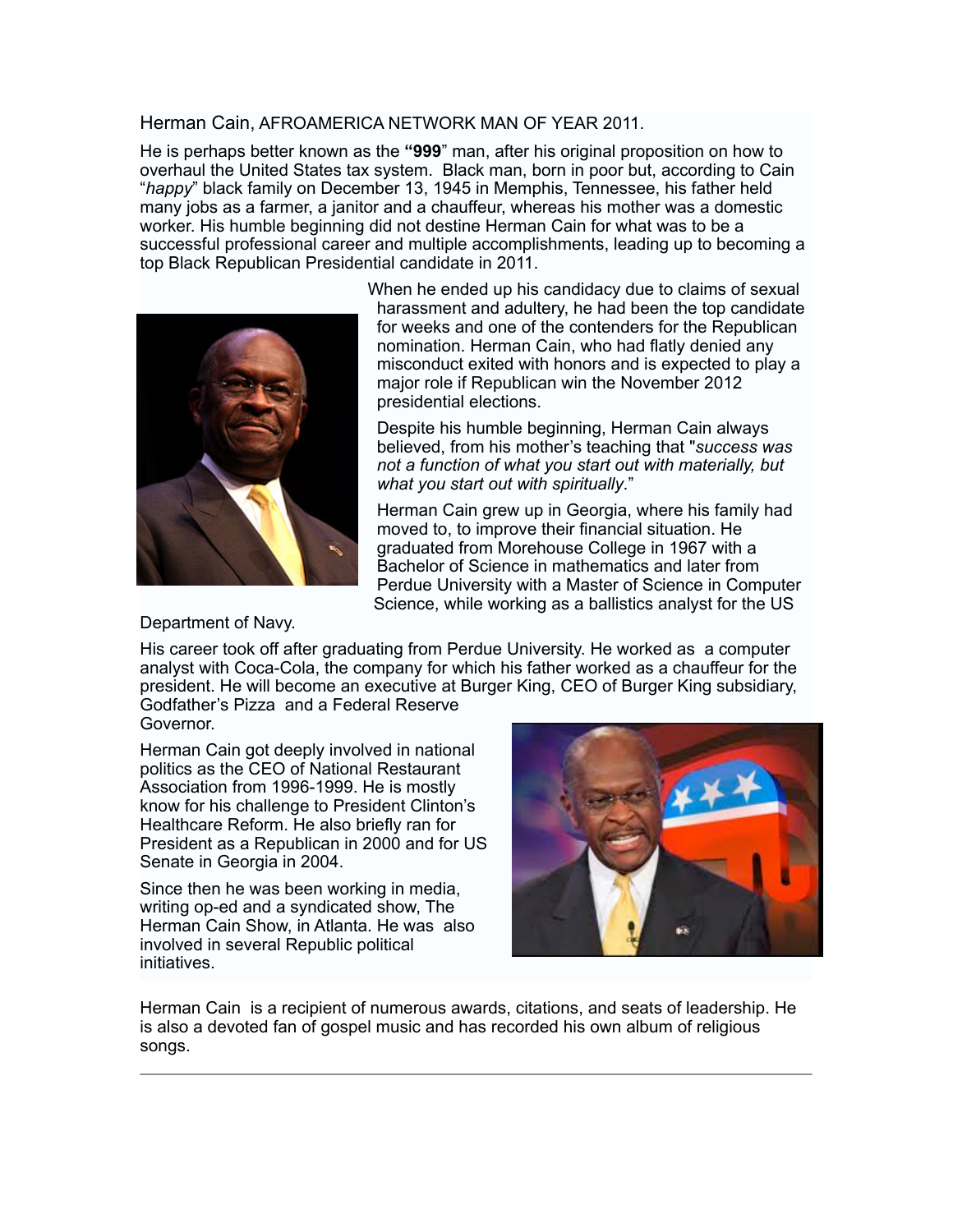Herman Cain, AFROAMERICA NETWORK MAN OF YEAR 2011.

He is perhaps better known as the **"999**" man, after his original proposition on how to overhaul the United States tax system. Black man, born in poor but, according to Cain "*happy*" black family on December 13, 1945 in Memphis, Tennessee, his father held many jobs as a farmer, a janitor and a chauffeur, whereas his mother was a domestic worker. His humble beginning did not destine Herman Cain for what was to be a successful professional career and multiple accomplishments, leading up to becoming a top Black Republican Presidential candidate in 2011.

When he ended up his candidacy due to claims of sexual harassment and adultery, he had been the top candidate for weeks and one of the contenders for the Republican nomination. Herman Cain, who had flatly denied any misconduct exited with honors and is expected to play a major role if Republican win the November 2012 presidential elections.

Despite his humble beginning, Herman Cain always believed, from his mother's teaching that "*success was not a function of what you start out with materially, but what you start out with spiritually*."

Herman Cain grew up in Georgia, where his family had moved to, to improve their financial situation. He graduated from Morehouse College in 1967 with a Bachelor of Science in mathematics and later from Perdue University with a Master of Science in Computer Science, while working as a ballistics analyst for the US Department of Navy.

His career took off after graduating from Perdue University. He worked as a computer analyst with Coca-Cola, the company for which his father worked as a chauffeur for the president. He will become an executive at Burger King, CEO of Burger King subsidiary, Godfather's Pizza and a Federal Reserve Governor.

Herman Cain got deeply involved in national politics as the CEO of National Restaurant Association from 1996-1999. He is mostly know for his challenge to President Clinton's Healthcare Reform. He also briefly ran for President as a Republican in 2000 and for US Senate in Georgia in 2004.

Since then he was been working in media, writing op-ed and a syndicated show, The Herman Cain Show, in Atlanta. He was also involved in several Republic political initiatives.

Herman Cain is a recipient of numerous awards, citations, and seats of leadership. He is also a devoted fan of gospel music and has recorded his own album of religious songs.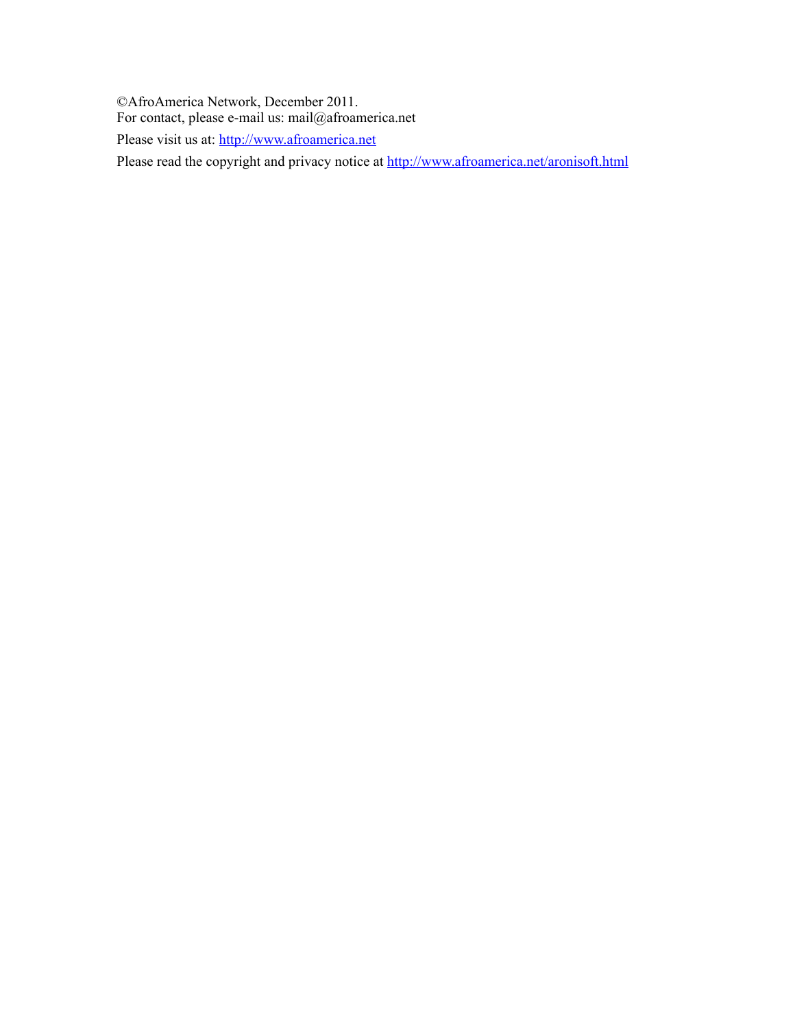©AfroAmerica Network, December 2011.
For contact, please e-mail us: mail@afroamerica.net

Please visit us at: [http://www.afroamerica.net](http://www.afroamerica.net)

Please read the copyright and privacy notice at [http://www.afroamerica.net/aronisoft.html](http://www.afroamerica.net/aronisoft.html)